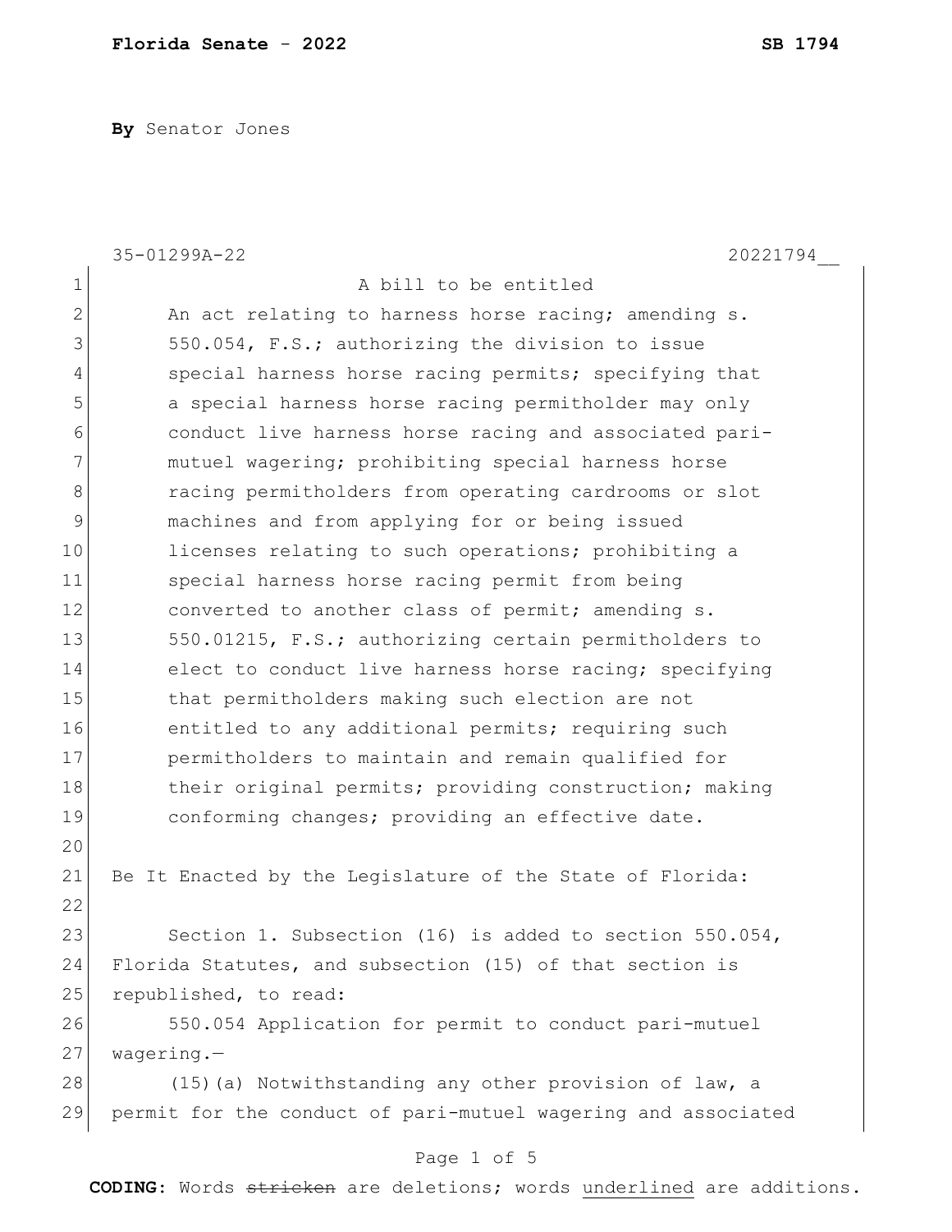By Senator Jones

35-01299A-22 20221794__

A bill to be entitled

An act relating to harness horse racing; amending s. 550.054, F.S.; authorizing the division to issue special harness horse racing permits; specifying that a special harness horse racing permitholder may only conduct live harness horse racing and associated pari-mutuel wagering; prohibiting special harness horse racing permitholders from operating cardrooms or slot machines and from applying for or being issued licenses relating to such operations; prohibiting a special harness horse racing permit from being converted to another class of permit; amending s. 550.01215, F.S.; authorizing certain permitholders to elect to conduct live harness horse racing; specifying that permitholders making such election are not entitled to any additional permits; requiring such permitholders to maintain and remain qualified for their original permits; providing construction; making conforming changes; providing an effective date.

Be It Enacted by the Legislature of the State of Florida:

Section 1. Subsection (16) is added to section 550.054, Florida Statutes, and subsection (15) of that section is republished, to read:

550.054 Application for permit to conduct pari-mutuel wagering.—

(15)(a) Notwithstanding any other provision of law, a permit for the conduct of pari-mutuel wagering and associated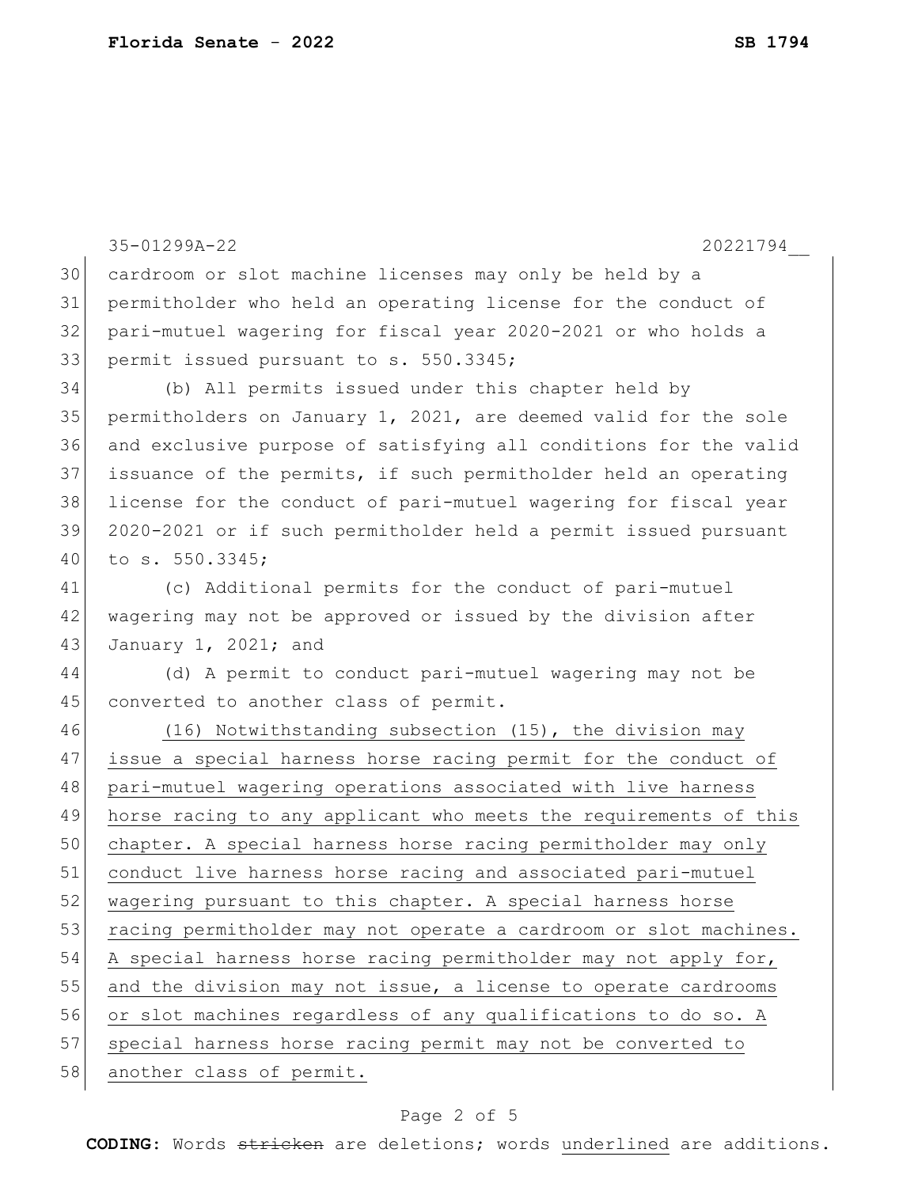cardroom or slot machine licenses may only be held by a permitholder who held an operating license for the conduct of pari-mutuel wagering for fiscal year 2020-2021 or who holds a permit issued pursuant to s. 550.3345;

(b) All permits issued under this chapter held by permitholders on January 1, 2021, are deemed valid for the sole and exclusive purpose of satisfying all conditions for the valid issuance of the permits, if such permitholder held an operating license for the conduct of pari-mutuel wagering for fiscal year 2020-2021 or if such permitholder held a permit issued pursuant to s. 550.3345;

(c) Additional permits for the conduct of pari-mutuel wagering may not be approved or issued by the division after January 1, 2021; and

(d) A permit to conduct pari-mutuel wagering may not be converted to another class of permit.

<u>(16) Notwithstanding subsection (15), the division may issue a special harness horse racing permit for the conduct of pari-mutuel wagering operations associated with live harness horse racing to any applicant who meets the requirements of this chapter. A special harness horse racing permitholder may only conduct live harness horse racing and associated pari-mutuel wagering pursuant to this chapter. A special harness horse racing permitholder may not operate a cardroom or slot machines. A special harness horse racing permitholder may not apply for, and the division may not issue, a license to operate cardrooms or slot machines regardless of any qualifications to do so. A special harness horse racing permit may not be converted to another class of permit.</u>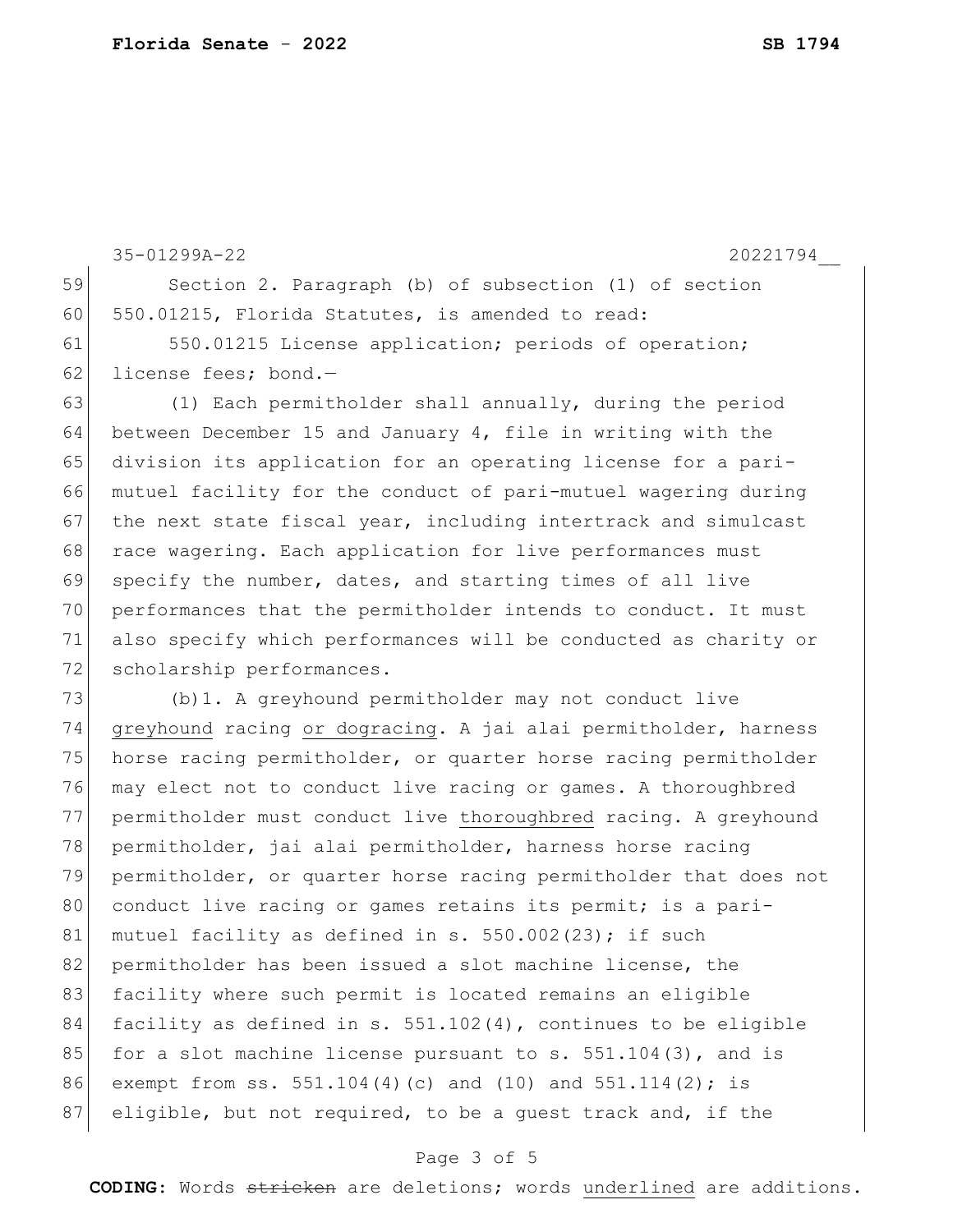Section 2. Paragraph (b) of subsection (1) of section 550.01215, Florida Statutes, is amended to read:

550.01215 License application; periods of operation; license fees; bond.—

(1) Each permitholder shall annually, during the period between December 15 and January 4, file in writing with the division its application for an operating license for a pari-mutuel facility for the conduct of pari-mutuel wagering during the next state fiscal year, including intertrack and simulcast race wagering. Each application for live performances must specify the number, dates, and starting times of all live performances that the permitholder intends to conduct. It must also specify which performances will be conducted as charity or scholarship performances.

(b)1. A greyhound permitholder may not conduct live <u>greyhound</u> racing <u>or dogracing</u>. A jai alai permitholder, harness horse racing permitholder, or quarter horse racing permitholder may elect not to conduct live racing or games. A thoroughbred permitholder must conduct live <u>thoroughbred</u> racing. A greyhound permitholder, jai alai permitholder, harness horse racing permitholder, or quarter horse racing permitholder that does not conduct live racing or games retains its permit; is a pari-mutuel facility as defined in s. 550.002(23); if such permitholder has been issued a slot machine license, the facility where such permit is located remains an eligible facility as defined in s. 551.102(4), continues to be eligible for a slot machine license pursuant to s. 551.104(3), and is exempt from ss. 551.104(4)(c) and (10) and 551.114(2); is eligible, but not required, to be a guest track and, if the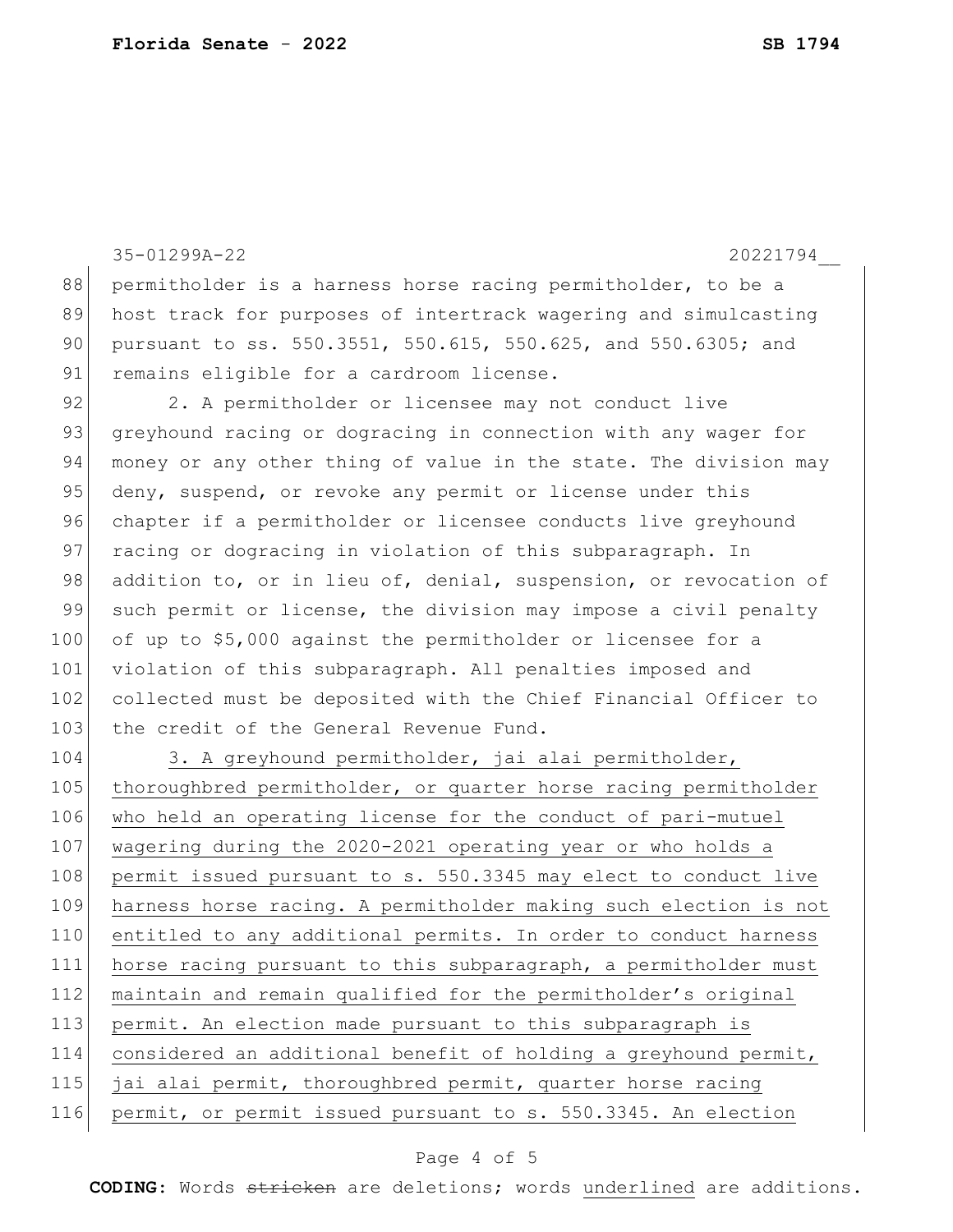permitholder is a harness horse racing permitholder, to be a host track for purposes of intertrack wagering and simulcasting pursuant to ss. 550.3551, 550.615, 550.625, and 550.6305; and remains eligible for a cardroom license.

2. A permitholder or licensee may not conduct live greyhound racing or dogracing in connection with any wager for money or any other thing of value in the state. The division may deny, suspend, or revoke any permit or license under this chapter if a permitholder or licensee conducts live greyhound racing or dogracing in violation of this subparagraph. In addition to, or in lieu of, denial, suspension, or revocation of such permit or license, the division may impose a civil penalty of up to $5,000 against the permitholder or licensee for a violation of this subparagraph. All penalties imposed and collected must be deposited with the Chief Financial Officer to the credit of the General Revenue Fund.

<u>3. A greyhound permitholder, jai alai permitholder, thoroughbred permitholder, or quarter horse racing permitholder who held an operating license for the conduct of pari-mutuel wagering during the 2020-2021 operating year or who holds a permit issued pursuant to s. 550.3345 may elect to conduct live harness horse racing. A permitholder making such election is not entitled to any additional permits. In order to conduct harness horse racing pursuant to this subparagraph, a permitholder must maintain and remain qualified for the permitholder's original permit. An election made pursuant to this subparagraph is considered an additional benefit of holding a greyhound permit, jai alai permit, thoroughbred permit, quarter horse racing permit, or permit issued pursuant to s. 550.3345. An election</u>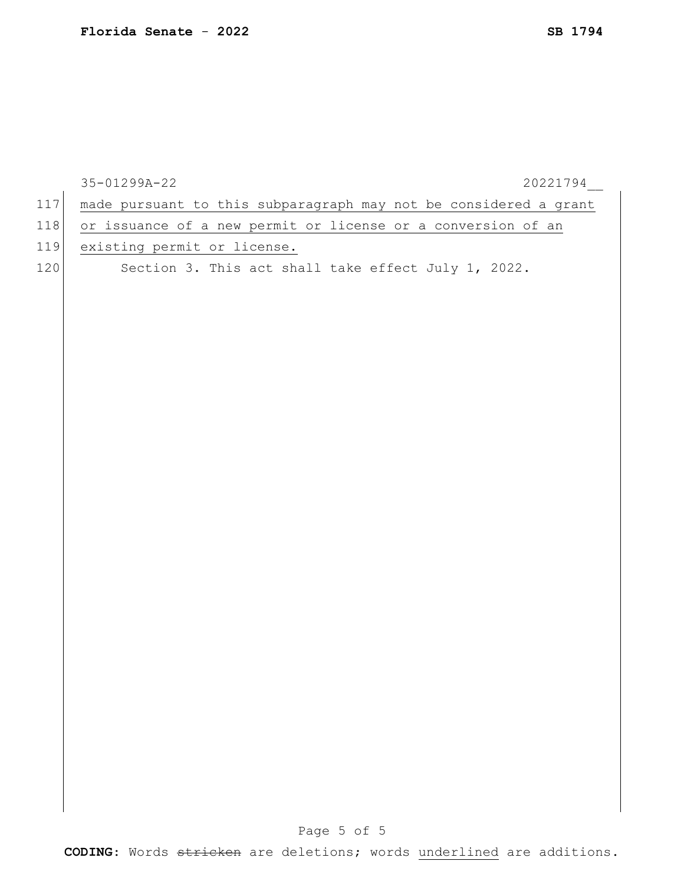made pursuant to this subparagraph may not be considered a grant or issuance of a new permit or license or a conversion of an existing permit or license.

Section 3. This act shall take effect July 1, 2022.